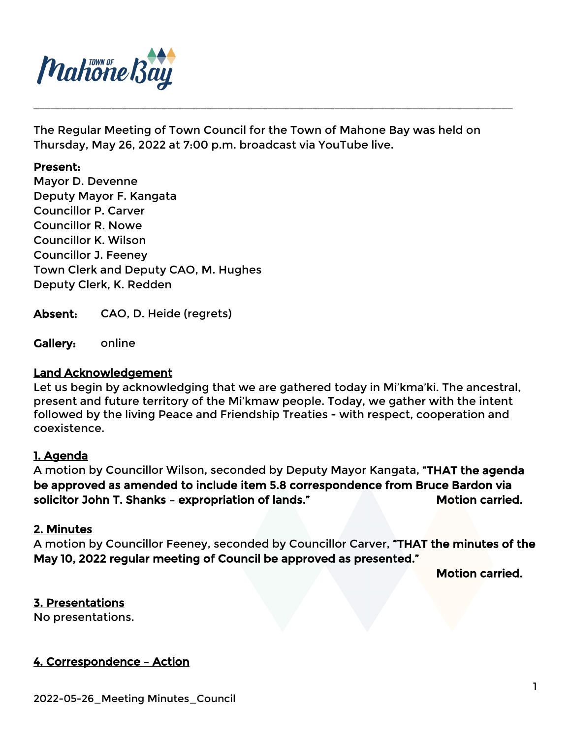The Regular Meeting of Town Council for the Town of Mahone Bay was held on Thursday, May 26, 2022 at 7:00 p.m. broadcast via YouTube live.

**Present:**
Mayor D. Devenne
Deputy Mayor F. Kangata
Councillor P. Carver
Councillor R. Nowe
Councillor K. Wilson
Councillor J. Feeney
Town Clerk and Deputy CAO, M. Hughes
Deputy Clerk, K. Redden

**Absent:** CAO, D. Heide (regrets)

**Gallery:** online

## Land Acknowledgement

Let us begin by acknowledging that we are gathered today in Mi'kma'ki. The ancestral, present and future territory of the Mi'kmaw people. Today, we gather with the intent followed by the living Peace and Friendship Treaties - with respect, cooperation and coexistence.

## 1. Agenda

A motion by Councillor Wilson, seconded by Deputy Mayor Kangata, **"THAT the agenda be approved as amended to include item 5.8 correspondence from Bruce Bardon via solicitor John T. Shanks – expropriation of lands."** **Motion carried.**

## 2. Minutes

A motion by Councillor Feeney, seconded by Councillor Carver, **"THAT the minutes of the May 10, 2022 regular meeting of Council be approved as presented."**

**Motion carried.**

## 3. Presentations

No presentations.

## 4. Correspondence – Action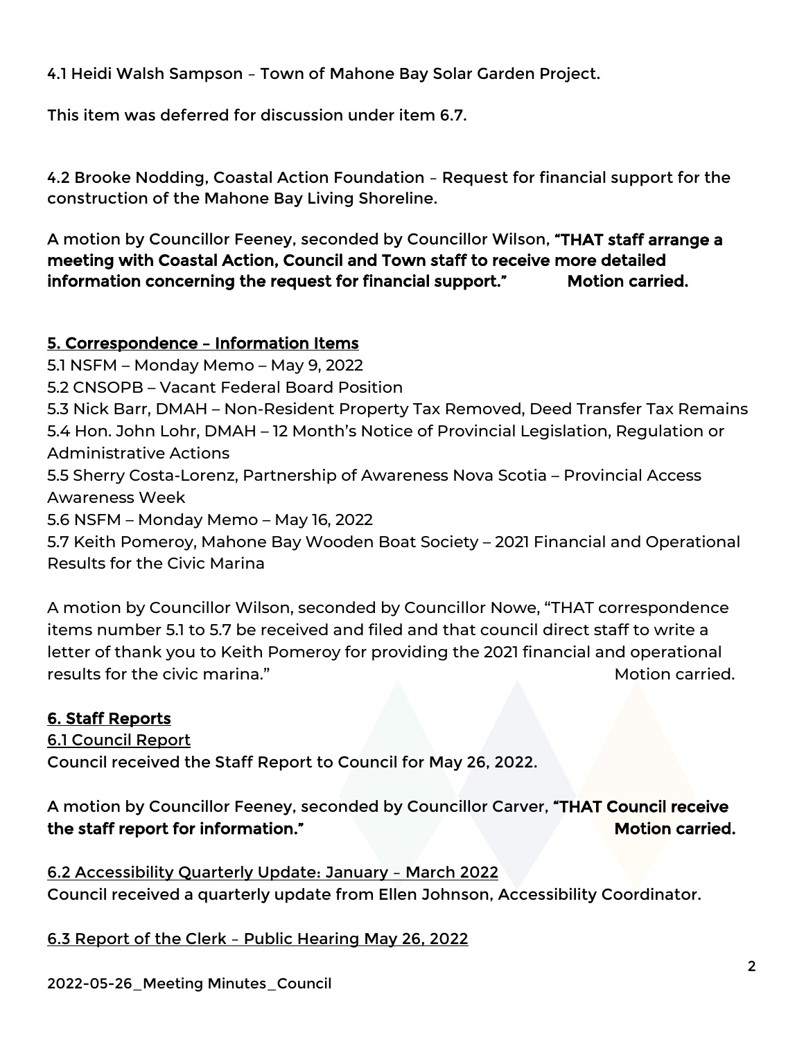4.1 Heidi Walsh Sampson – Town of Mahone Bay Solar Garden Project.

This item was deferred for discussion under item 6.7.

4.2 Brooke Nodding, Coastal Action Foundation – Request for financial support for the construction of the Mahone Bay Living Shoreline.

A motion by Councillor Feeney, seconded by Councillor Wilson, **"THAT staff arrange a meeting with Coastal Action, Council and Town staff to receive more detailed information concerning the request for financial support."** **Motion carried.**

## 5. Correspondence – Information Items

5.1 NSFM – Monday Memo – May 9, 2022
5.2 CNSOPB – Vacant Federal Board Position
5.3 Nick Barr, DMAH – Non-Resident Property Tax Removed, Deed Transfer Tax Remains
5.4 Hon. John Lohr, DMAH – 12 Month's Notice of Provincial Legislation, Regulation or Administrative Actions
5.5 Sherry Costa-Lorenz, Partnership of Awareness Nova Scotia – Provincial Access Awareness Week
5.6 NSFM – Monday Memo – May 16, 2022
5.7 Keith Pomeroy, Mahone Bay Wooden Boat Society – 2021 Financial and Operational Results for the Civic Marina

A motion by Councillor Wilson, seconded by Councillor Nowe, "THAT correspondence items number 5.1 to 5.7 be received and filed and that council direct staff to write a letter of thank you to Keith Pomeroy for providing the 2021 financial and operational results for the civic marina." Motion carried.

## 6. Staff Reports

### 6.1 Council Report

Council received the Staff Report to Council for May 26, 2022.

A motion by Councillor Feeney, seconded by Councillor Carver, **"THAT Council receive the staff report for information."** **Motion carried.**

### 6.2 Accessibility Quarterly Update: January – March 2022

Council received a quarterly update from Ellen Johnson, Accessibility Coordinator.

### 6.3 Report of the Clerk – Public Hearing May 26, 2022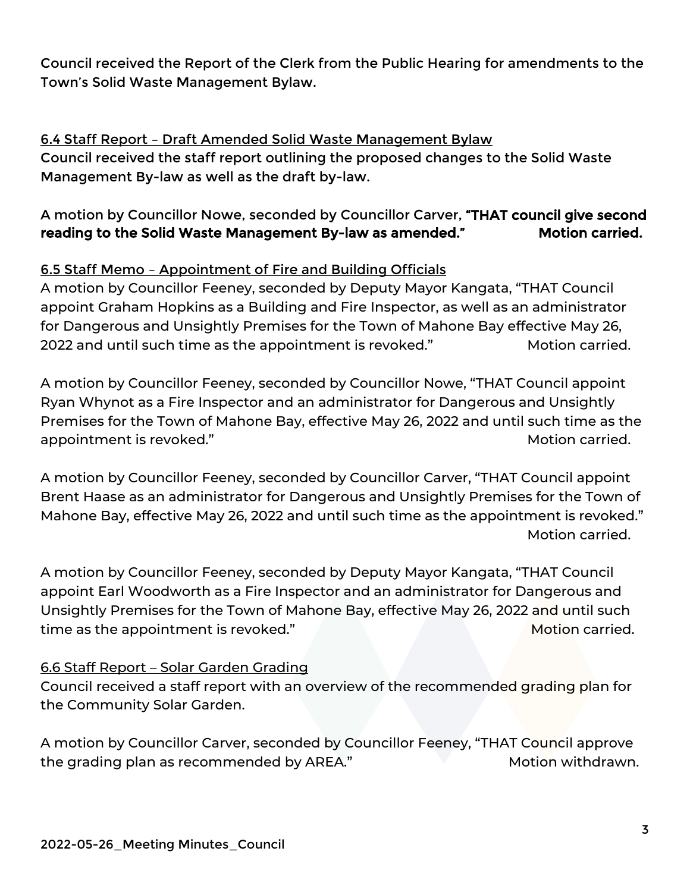Council received the Report of the Clerk from the Public Hearing for amendments to the Town's Solid Waste Management Bylaw.

6.4 Staff Report – Draft Amended Solid Waste Management Bylaw

Council received the staff report outlining the proposed changes to the Solid Waste Management By-law as well as the draft by-law.

A motion by Councillor Nowe, seconded by Councillor Carver, **"THAT council give second reading to the Solid Waste Management By-law as amended."** **Motion carried.**

6.5 Staff Memo – Appointment of Fire and Building Officials

A motion by Councillor Feeney, seconded by Deputy Mayor Kangata, "THAT Council appoint Graham Hopkins as a Building and Fire Inspector, as well as an administrator for Dangerous and Unsightly Premises for the Town of Mahone Bay effective May 26, 2022 and until such time as the appointment is revoked." Motion carried.

A motion by Councillor Feeney, seconded by Councillor Nowe, "THAT Council appoint Ryan Whynot as a Fire Inspector and an administrator for Dangerous and Unsightly Premises for the Town of Mahone Bay, effective May 26, 2022 and until such time as the appointment is revoked." Motion carried.

A motion by Councillor Feeney, seconded by Councillor Carver, "THAT Council appoint Brent Haase as an administrator for Dangerous and Unsightly Premises for the Town of Mahone Bay, effective May 26, 2022 and until such time as the appointment is revoked." Motion carried.

A motion by Councillor Feeney, seconded by Deputy Mayor Kangata, "THAT Council appoint Earl Woodworth as a Fire Inspector and an administrator for Dangerous and Unsightly Premises for the Town of Mahone Bay, effective May 26, 2022 and until such time as the appointment is revoked." Motion carried.

6.6 Staff Report – Solar Garden Grading

Council received a staff report with an overview of the recommended grading plan for the Community Solar Garden.

A motion by Councillor Carver, seconded by Councillor Feeney, "THAT Council approve the grading plan as recommended by AREA." Motion withdrawn.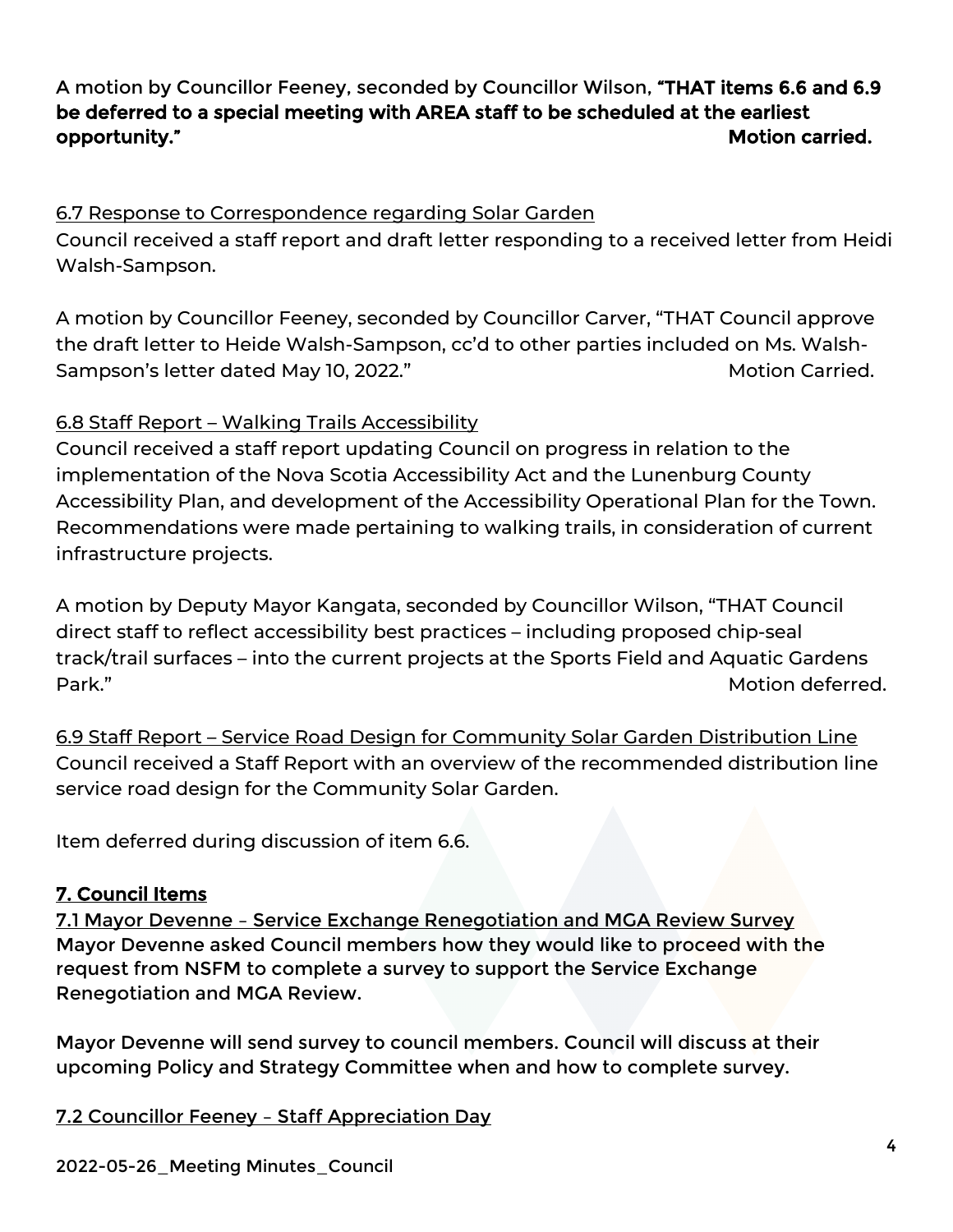A motion by Councillor Feeney, seconded by Councillor Wilson, **"THAT items 6.6 and 6.9 be deferred to a special meeting with AREA staff to be scheduled at the earliest opportunity." Motion carried.**

6.7 Response to Correspondence regarding Solar Garden

Council received a staff report and draft letter responding to a received letter from Heidi Walsh-Sampson.

A motion by Councillor Feeney, seconded by Councillor Carver, "THAT Council approve the draft letter to Heide Walsh-Sampson, cc'd to other parties included on Ms. Walsh-Sampson's letter dated May 10, 2022." Motion Carried.

6.8 Staff Report – Walking Trails Accessibility

Council received a staff report updating Council on progress in relation to the implementation of the Nova Scotia Accessibility Act and the Lunenburg County Accessibility Plan, and development of the Accessibility Operational Plan for the Town. Recommendations were made pertaining to walking trails, in consideration of current infrastructure projects.

A motion by Deputy Mayor Kangata, seconded by Councillor Wilson, "THAT Council direct staff to reflect accessibility best practices – including proposed chip-seal track/trail surfaces – into the current projects at the Sports Field and Aquatic Gardens Park." Motion deferred.

6.9 Staff Report – Service Road Design for Community Solar Garden Distribution Line

Council received a Staff Report with an overview of the recommended distribution line service road design for the Community Solar Garden.

Item deferred during discussion of item 6.6.

## 7. Council Items

7.1 Mayor Devenne – Service Exchange Renegotiation and MGA Review Survey

Mayor Devenne asked Council members how they would like to proceed with the request from NSFM to complete a survey to support the Service Exchange Renegotiation and MGA Review.

Mayor Devenne will send survey to council members. Council will discuss at their upcoming Policy and Strategy Committee when and how to complete survey.

7.2 Councillor Feeney – Staff Appreciation Day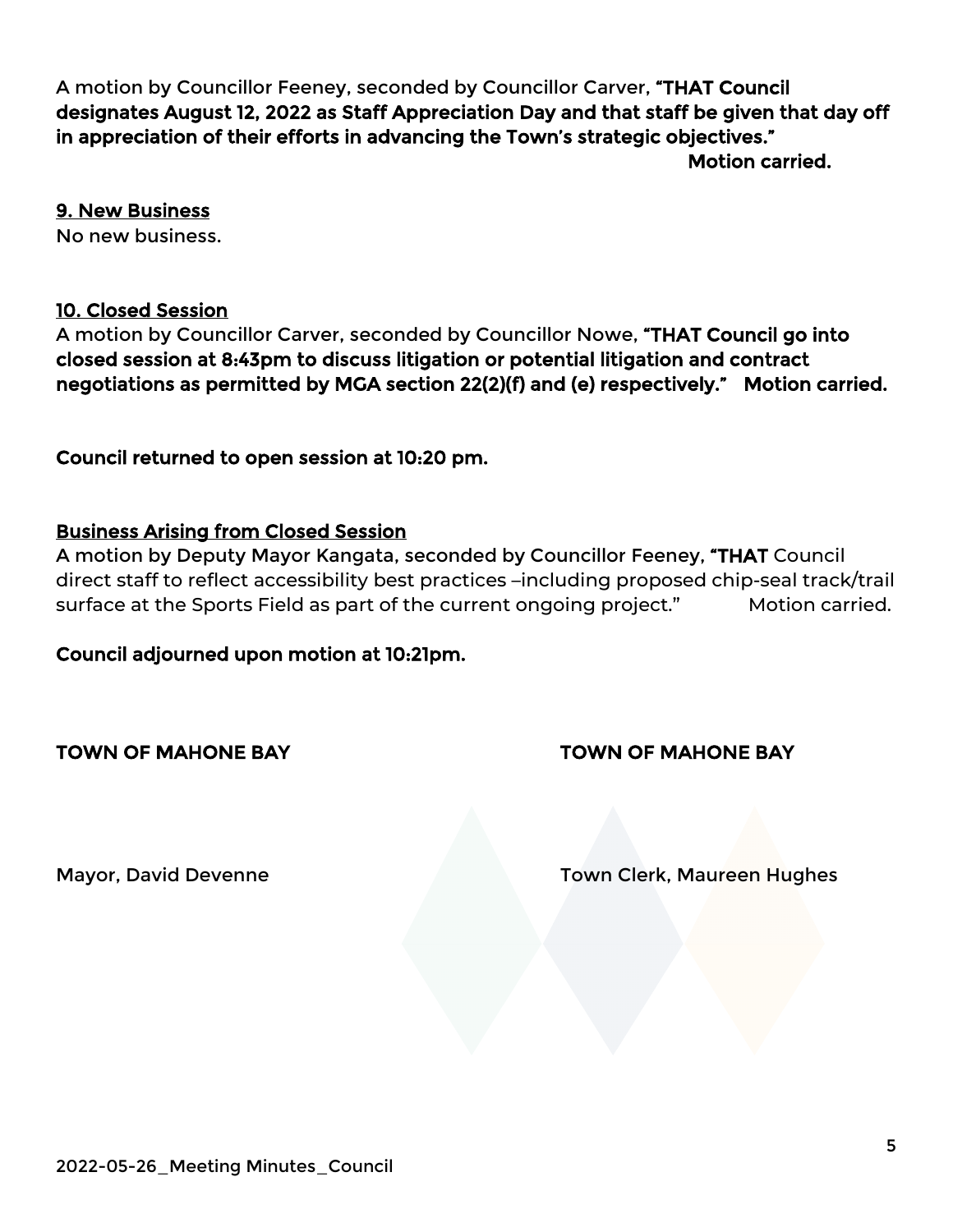A motion by Councillor Feeney, seconded by Councillor Carver, **"THAT Council designates August 12, 2022 as Staff Appreciation Day and that staff be given that day off in appreciation of their efforts in advancing the Town's strategic objectives."**
**Motion carried.**

## 9. New Business

No new business.

## 10. Closed Session

A motion by Councillor Carver, seconded by Councillor Nowe, **"THAT Council go into closed session at 8:43pm to discuss litigation or potential litigation and contract negotiations as permitted by MGA section 22(2)(f) and (e) respectively." Motion carried.**

**Council returned to open session at 10:20 pm.**

## Business Arising from Closed Session

A motion by Deputy Mayor Kangata, seconded by Councillor Feeney, **"THAT** Council direct staff to reflect accessibility best practices –including proposed chip-seal track/trail surface at the Sports Field as part of the current ongoing project." Motion carried.

**Council adjourned upon motion at 10:21pm.**

**TOWN OF MAHONE BAY**

Mayor, David Devenne

**TOWN OF MAHONE BAY**

Town Clerk, Maureen Hughes

2022-05-26_Meeting Minutes_Council